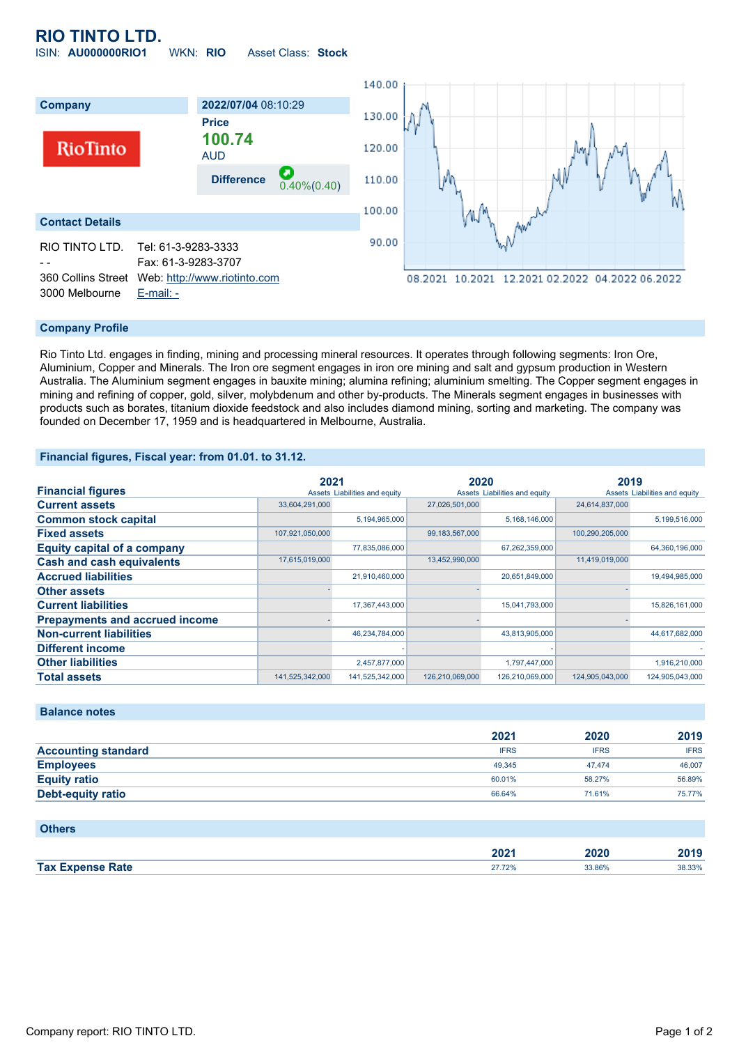# RIO TINTO LTD.

ISIN: **AU000000RIO1** WKN: **RIO** Asset Class: **Stock**

| Company | 2022/07/04 08:10:29 |
|---|---|
| | **Price** |
| | **100.74** |
| | AUD |
| | **Difference** 0.40%(0.40) |

## Contact Details

| | |
|---|---|
| RIO TINTO LTD. | Tel: 61-3-9283-3333 |
| - - | Fax: 61-3-9283-3707 |
| 360 Collins Street | Web: http://www.riotinto.com |
| 3000 Melbourne | E-mail: - |

## Company Profile

Rio Tinto Ltd. engages in finding, mining and processing mineral resources. It operates through following segments: Iron Ore, Aluminium, Copper and Minerals. The Iron ore segment engages in iron ore mining and salt and gypsum production in Western Australia. The Aluminium segment engages in bauxite mining; alumina refining; aluminium smelting. The Copper segment engages in mining and refining of copper, gold, silver, molybdenum and other by-products. The Minerals segment engages in businesses with products such as borates, titanium dioxide feedstock and also includes diamond mining, sorting and marketing. The company was founded on December 17, 1959 and is headquartered in Melbourne, Australia.

## Financial figures, Fiscal year: from 01.01. to 31.12.

| Financial figures | 2021 | | 2020 | | 2019 | |
|---|---|---|---|---|---|---|
| | Assets | Liabilities and equity | Assets | Liabilities and equity | Assets | Liabilities and equity |
| **Current assets** | 33,604,291,000 | | 27,026,501,000 | | 24,614,837,000 | |
| **Common stock capital** | | 5,194,965,000 | | 5,168,146,000 | | 5,199,516,000 |
| **Fixed assets** | 107,921,050,000 | | 99,183,567,000 | | 100,290,205,000 | |
| **Equity capital of a company** | | 77,835,086,000 | | 67,262,359,000 | | 64,360,196,000 |
| **Cash and cash equivalents** | 17,615,019,000 | | 13,452,990,000 | | 11,419,019,000 | |
| **Accrued liabilities** | | 21,910,460,000 | | 20,651,849,000 | | 19,494,985,000 |
| **Other assets** | - | | - | | - | |
| **Current liabilities** | | 17,367,443,000 | | 15,041,793,000 | | 15,826,161,000 |
| **Prepayments and accrued income** | - | | - | | - | |
| **Non-current liabilities** | | 46,234,784,000 | | 43,813,905,000 | | 44,617,682,000 |
| **Different income** | | - | | - | | - |
| **Other liabilities** | | 2,457,877,000 | | 1,797,447,000 | | 1,916,210,000 |
| **Total assets** | 141,525,342,000 | 141,525,342,000 | 126,210,069,000 | 126,210,069,000 | 124,905,043,000 | 124,905,043,000 |

## Balance notes

| | 2021 | 2020 | 2019 |
|---|---|---|---|
| **Accounting standard** | IFRS | IFRS | IFRS |
| **Employees** | 49,345 | 47,474 | 46,007 |
| **Equity ratio** | 60.01% | 58.27% | 56.89% |
| **Debt-equity ratio** | 66.64% | 71.61% | 75.77% |

## Others

| | 2021 | 2020 | 2019 |
|---|---|---|---|
| **Tax Expense Rate** | 27.72% | 33.86% | 38.33% |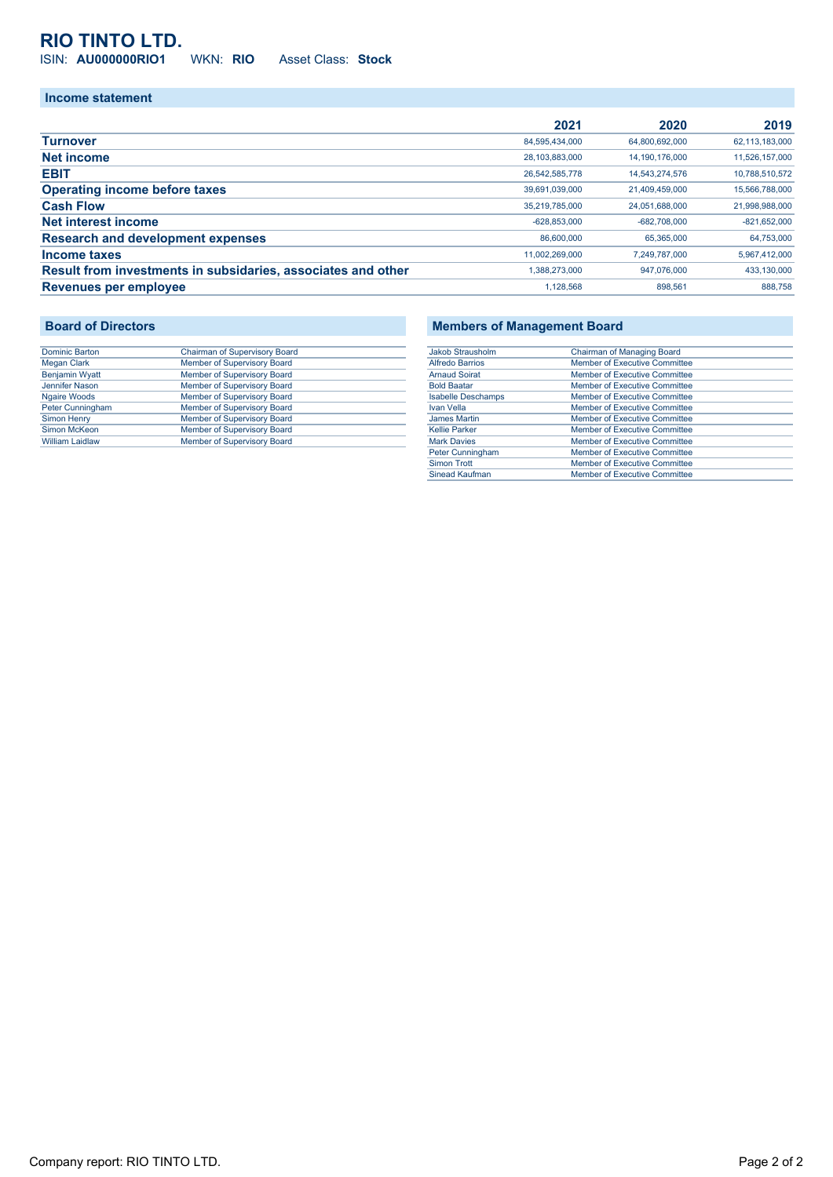# RIO TINTO LTD.

ISIN: **AU000000RIO1** WKN: **RIO** Asset Class: **Stock**

## Income statement

| | 2021 | 2020 | 2019 |
|---|---|---|---|
| **Turnover** | 84,595,434,000 | 64,800,692,000 | 62,113,183,000 |
| **Net income** | 28,103,883,000 | 14,190,176,000 | 11,526,157,000 |
| **EBIT** | 26,542,585,778 | 14,543,274,576 | 10,788,510,572 |
| **Operating income before taxes** | 39,691,039,000 | 21,409,459,000 | 15,566,788,000 |
| **Cash Flow** | 35,219,785,000 | 24,051,688,000 | 21,998,988,000 |
| **Net interest income** | -628,853,000 | -682,708,000 | -821,652,000 |
| **Research and development expenses** | 86,600,000 | 65,365,000 | 64,753,000 |
| **Income taxes** | 11,002,269,000 | 7,249,787,000 | 5,967,412,000 |
| **Result from investments in subsidaries, associates and other** | 1,388,273,000 | 947,076,000 | 433,130,000 |
| **Revenues per employee** | 1,128,568 | 898,561 | 888,758 |

## Board of Directors

| | |
|---|---|
| Dominic Barton | Chairman of Supervisory Board |
| Megan Clark | Member of Supervisory Board |
| Benjamin Wyatt | Member of Supervisory Board |
| Jennifer Nason | Member of Supervisory Board |
| Ngaire Woods | Member of Supervisory Board |
| Peter Cunningham | Member of Supervisory Board |
| Simon Henry | Member of Supervisory Board |
| Simon McKeon | Member of Supervisory Board |
| William Laidlaw | Member of Supervisory Board |

## Members of Management Board

| | |
|---|---|
| Jakob Strausholm | Chairman of Managing Board |
| Alfredo Barrios | Member of Executive Committee |
| Arnaud Soirat | Member of Executive Committee |
| Bold Baatar | Member of Executive Committee |
| Isabelle Deschamps | Member of Executive Committee |
| Ivan Vella | Member of Executive Committee |
| James Martin | Member of Executive Committee |
| Kellie Parker | Member of Executive Committee |
| Mark Davies | Member of Executive Committee |
| Peter Cunningham | Member of Executive Committee |
| Simon Trott | Member of Executive Committee |
| Sinead Kaufman | Member of Executive Committee |